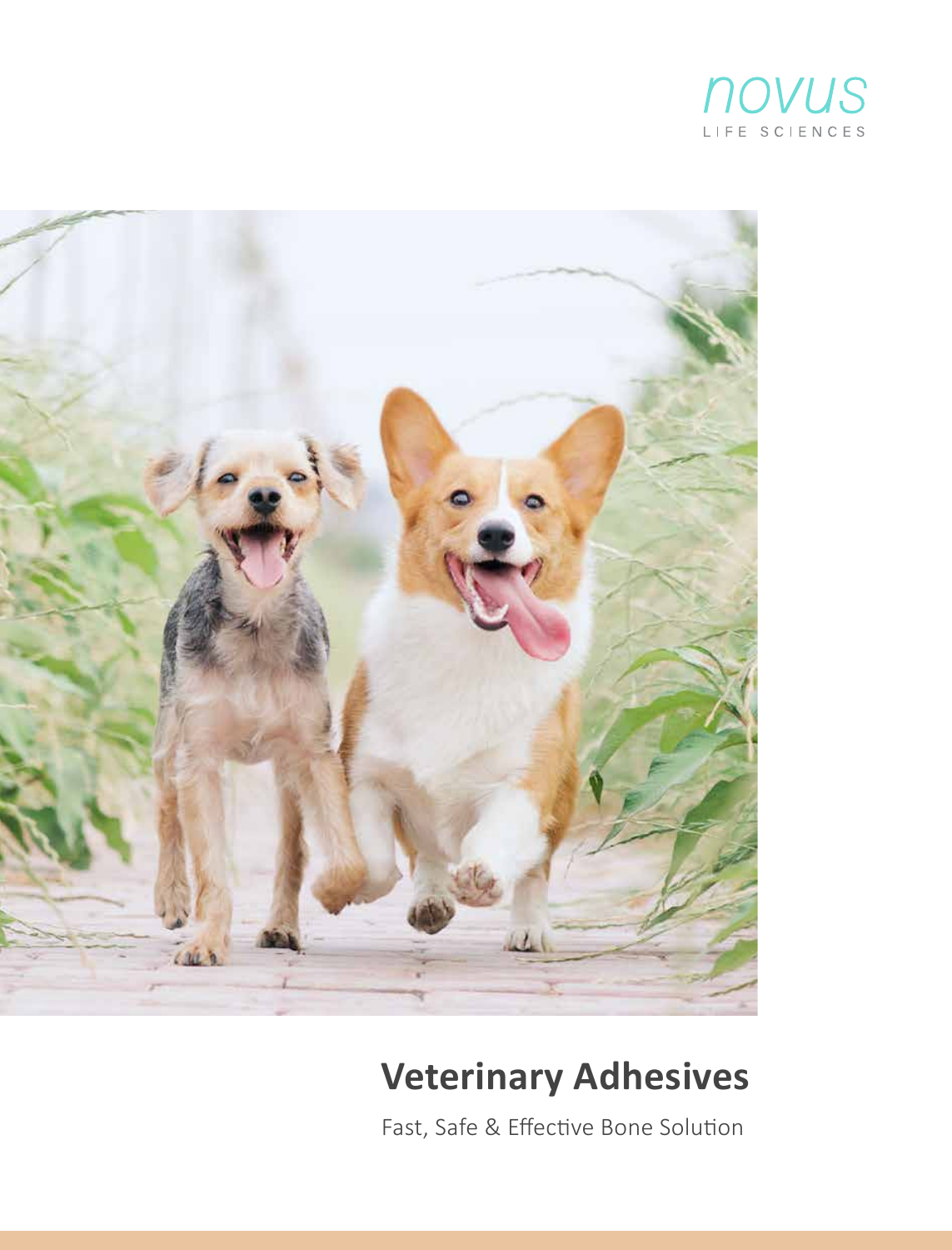novus

LIFE SCIENCES

# Veterinary Adhesives

Fast, Safe & Effective Bone Solution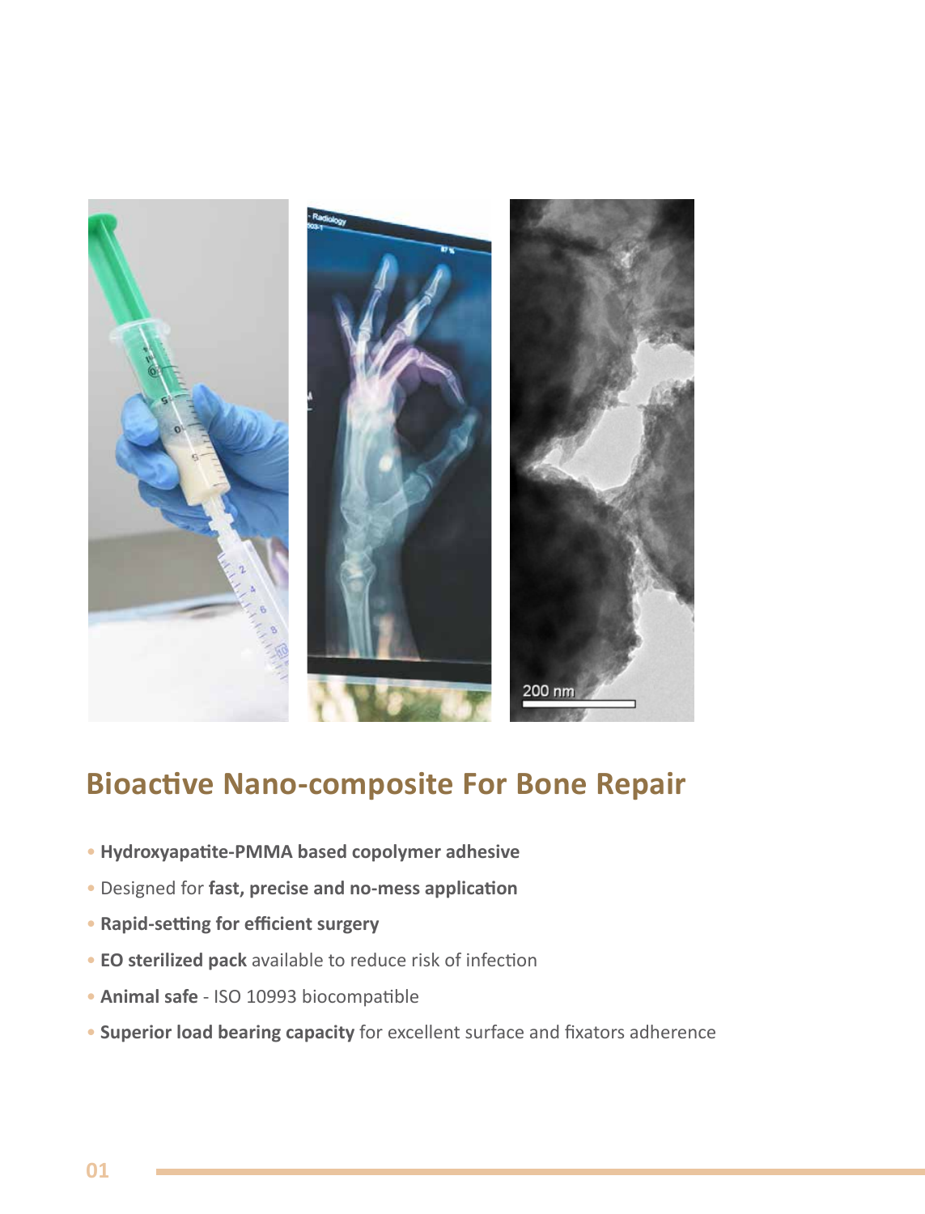## Bioactive Nano-composite For Bone Repair

- **Hydroxyapatite-PMMA based copolymer adhesive**
- Designed for **fast, precise and no-mess application**
- **Rapid-setting for efficient surgery**
- **EO sterilized pack** available to reduce risk of infection
- **Animal safe** - ISO 10993 biocompatible
- **Superior load bearing capacity** for excellent surface and fixators adherence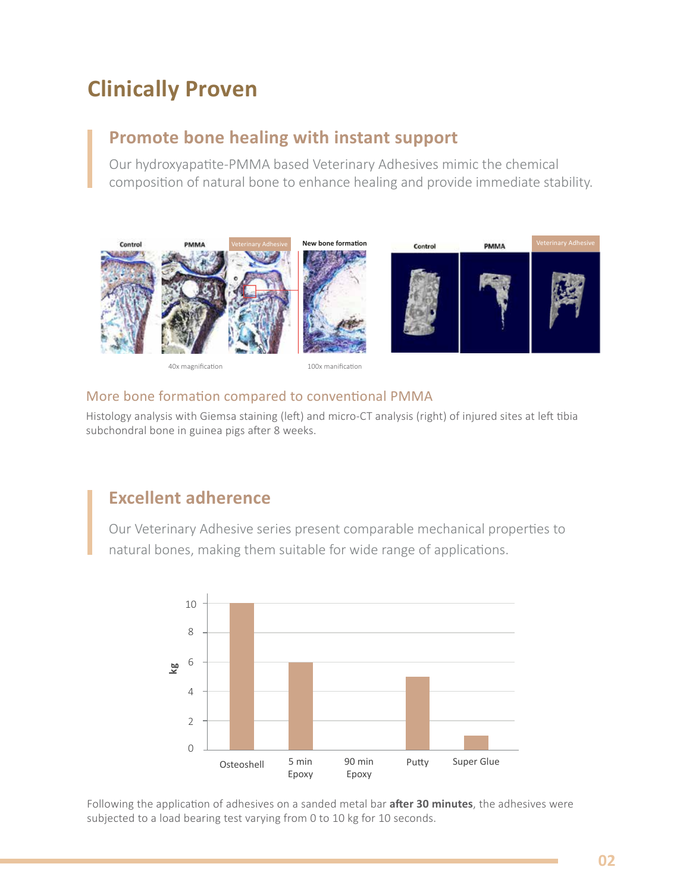# Clinically Proven

## Promote bone healing with instant support

Our hydroxyapatite-PMMA based Veterinary Adhesives mimic the chemical composition of natural bone to enhance healing and provide immediate stability.

Control | PMMA | Veterinary Adhesive | New bone formation | Control | PMMA | Veterinary Adhesive

40x magnification | 100x manification

### More bone formation compared to conventional PMMA

Histology analysis with Giemsa staining (left) and micro-CT analysis (right) of injured sites at left tibia subchondral bone in guinea pigs after 8 weeks.

## Excellent adherence

Our Veterinary Adhesive series present comparable mechanical properties to natural bones, making them suitable for wide range of applications.

| Adhesive | kg |
| --- | --- |
| Osteoshell | 10 |
| 5 min Epoxy | 6 |
| 90 min Epoxy | 0 |
| Putty | 5 |
| Super Glue | 1 |

Following the application of adhesives on a sanded metal bar **after 30 minutes**, the adhesives were subjected to a load bearing test varying from 0 to 10 kg for 10 seconds.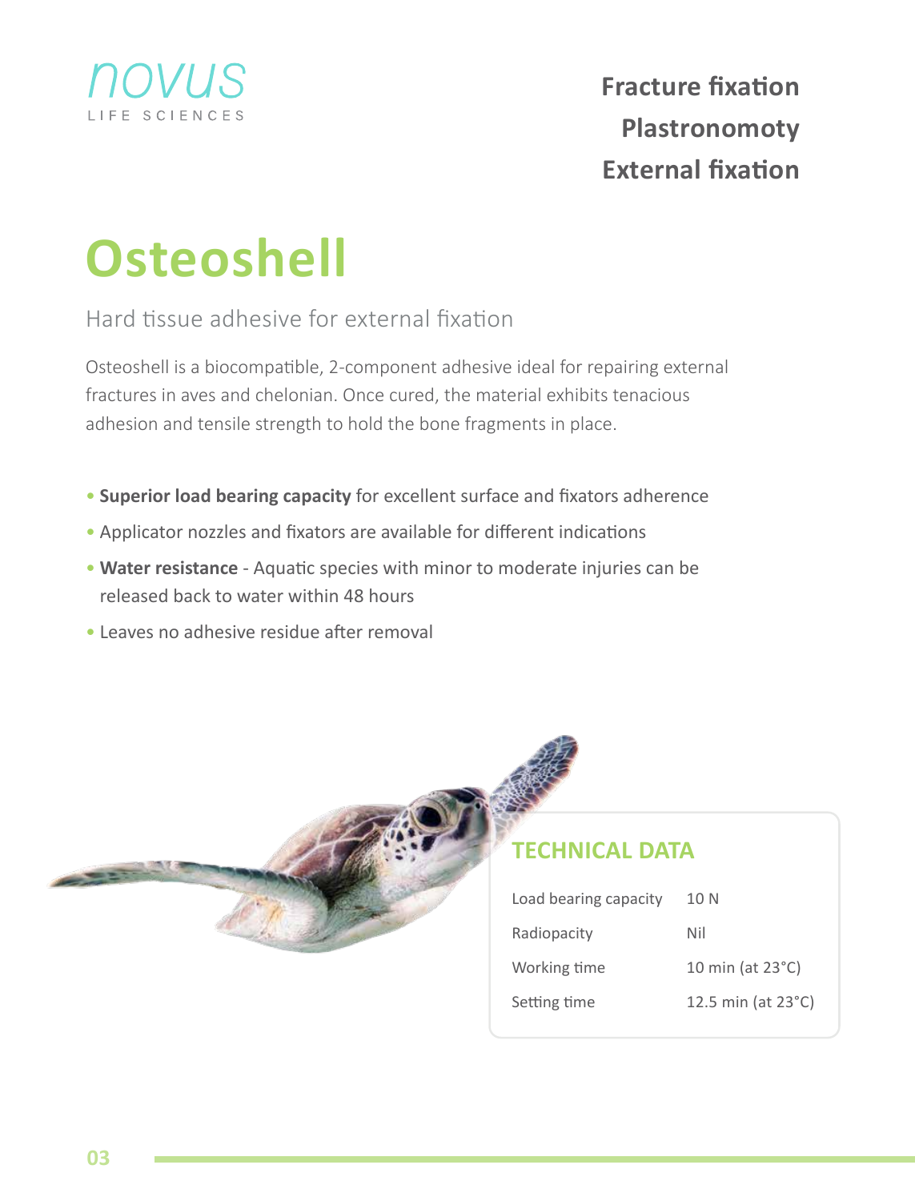novus
LIFE SCIENCES

**Fracture fixation**
**Plastronomoty**
**External fixation**

# Osteoshell

## Hard tissue adhesive for external fixation

Osteoshell is a biocompatible, 2-component adhesive ideal for repairing external fractures in aves and chelonian. Once cured, the material exhibits tenacious adhesion and tensile strength to hold the bone fragments in place.

- **Superior load bearing capacity** for excellent surface and fixators adherence
- Applicator nozzles and fixators are available for different indications
- **Water resistance** - Aquatic species with minor to moderate injuries can be released back to water within 48 hours
- Leaves no adhesive residue after removal

### TECHNICAL DATA

| | |
|---|---|
| Load bearing capacity | 10 N |
| Radiopacity | Nil |
| Working time | 10 min (at 23°C) |
| Setting time | 12.5 min (at 23°C) |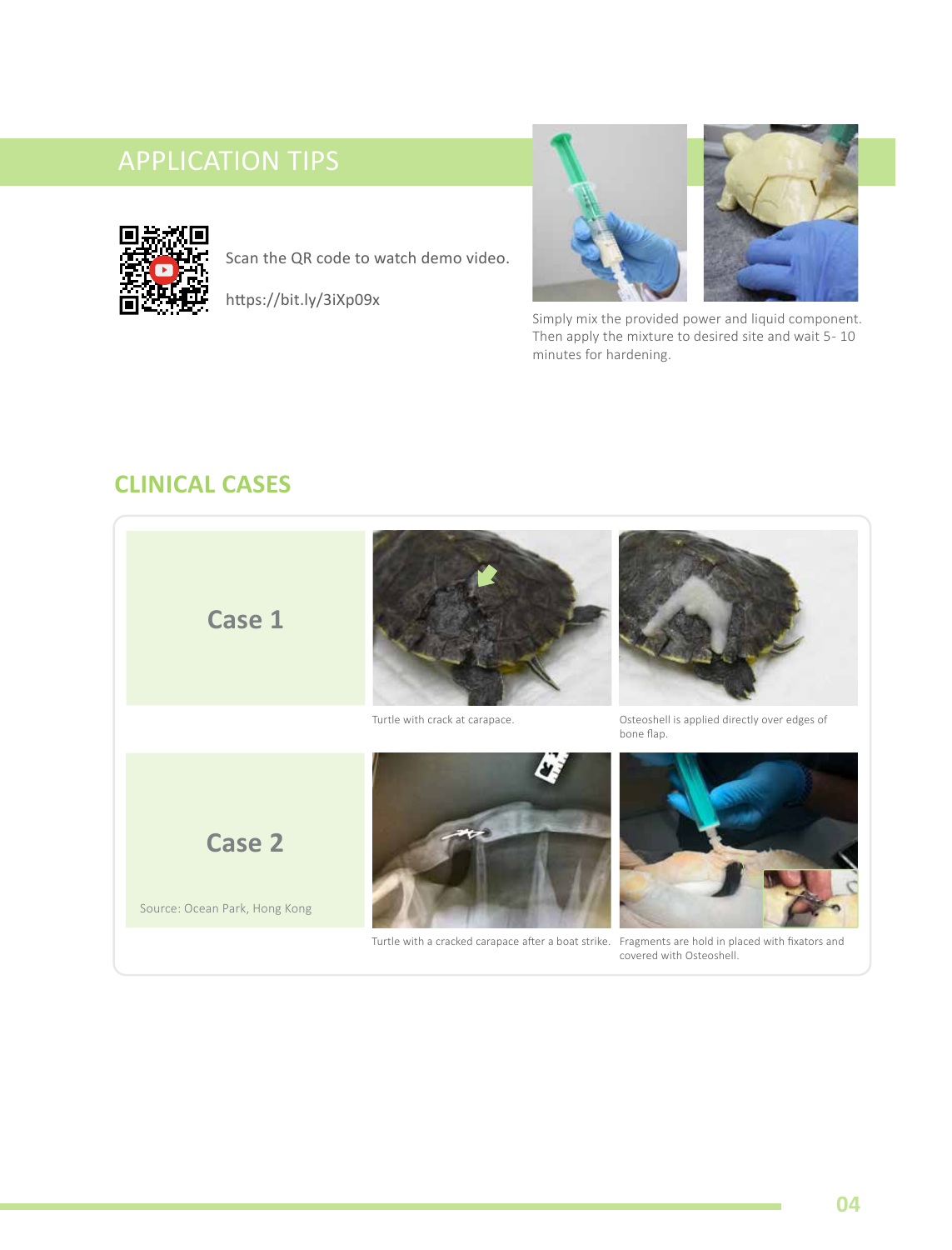## APPLICATION TIPS

Scan the QR code to watch demo video.

https://bit.ly/3iXp09x

Simply mix the provided power and liquid component. Then apply the mixture to desired site and wait 5- 10 minutes for hardening.

## CLINICAL CASES

**Case 1**

Turtle with crack at carapace.

Osteoshell is applied directly over edges of bone flap.

**Case 2**

Source: Ocean Park, Hong Kong

Turtle with a cracked carapace after a boat strike.

Fragments are hold in placed with fixators and covered with Osteoshell.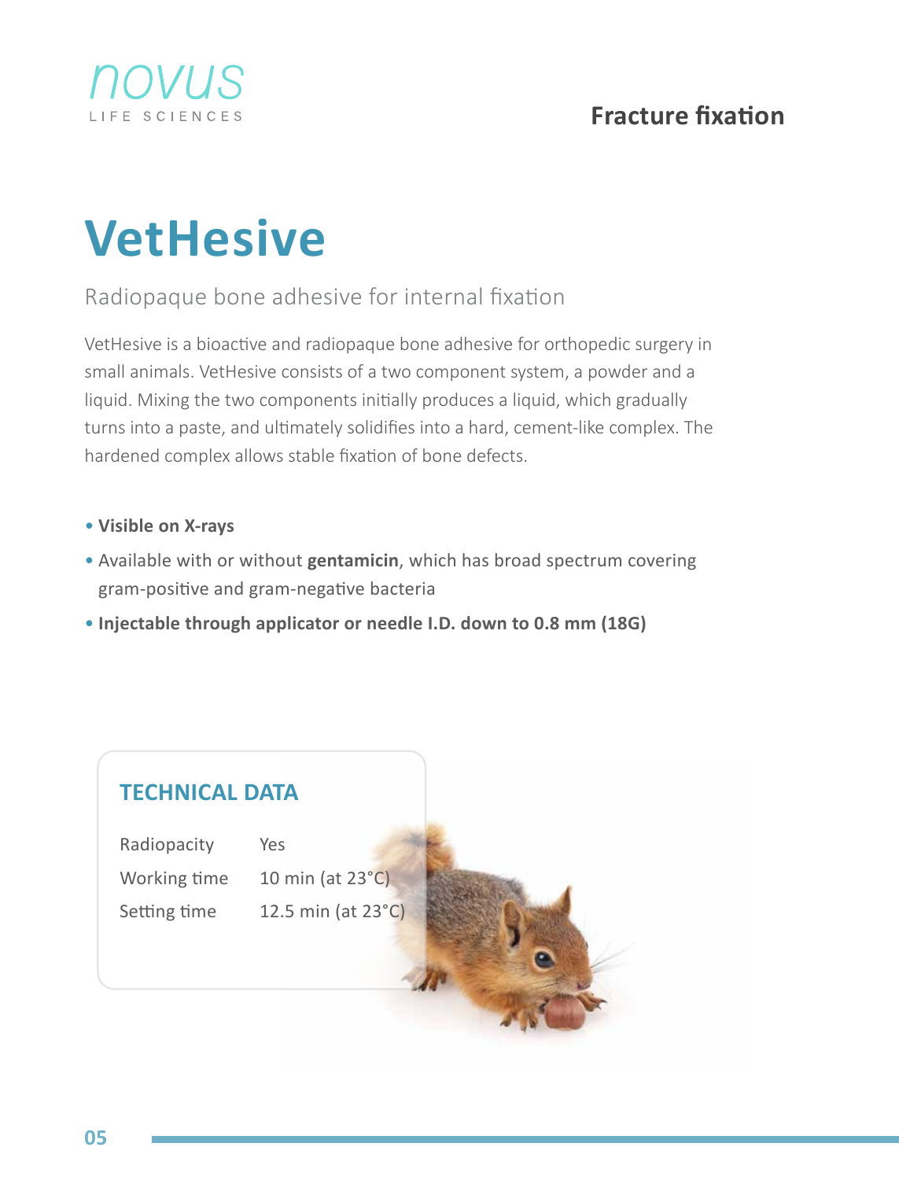Fracture fixation

# VetHesive

Radiopaque bone adhesive for internal fixation

VetHesive is a bioactive and radiopaque bone adhesive for orthopedic surgery in small animals. VetHesive consists of a two component system, a powder and a liquid. Mixing the two components initially produces a liquid, which gradually turns into a paste, and ultimately solidifies into a hard, cement-like complex. The hardened complex allows stable fixation of bone defects.

- **Visible on X-rays**
- Available with or without **gentamicin**, which has broad spectrum covering gram-positive and gram-negative bacteria
- **Injectable through applicator or needle I.D. down to 0.8 mm (18G)**

## TECHNICAL DATA

| | |
|---|---|
| Radiopacity | Yes |
| Working time | 10 min (at 23°C) |
| Setting time | 12.5 min (at 23°C) |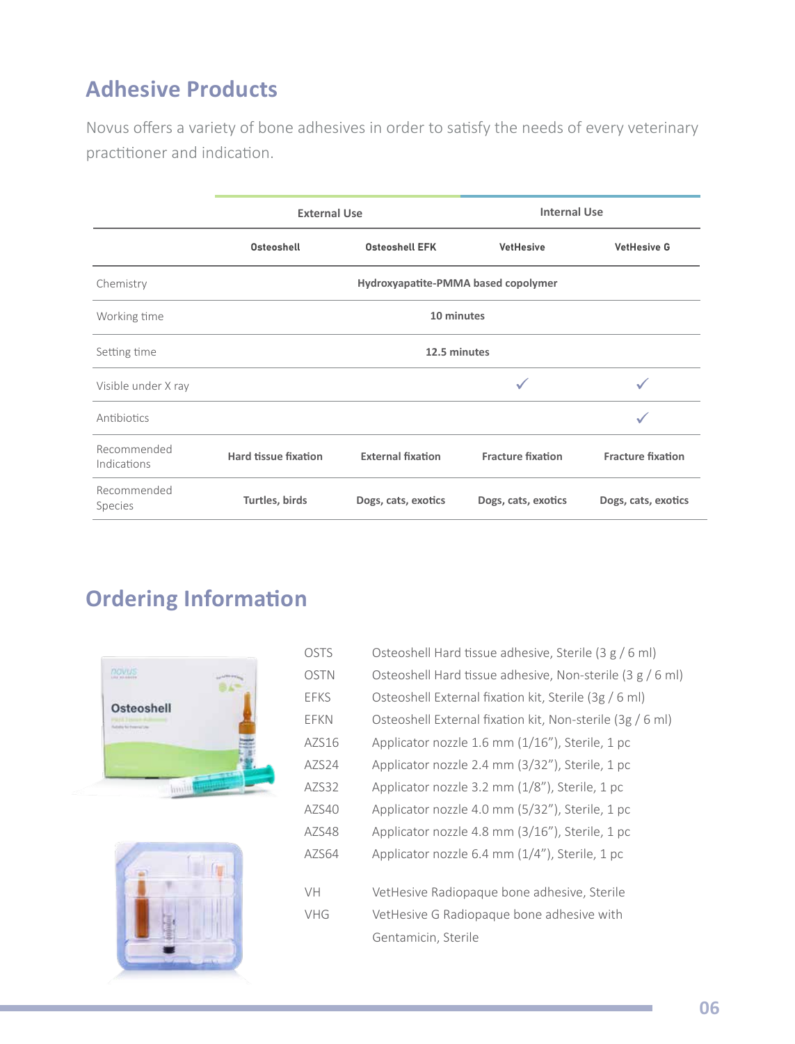## Adhesive Products

Novus offers a variety of bone adhesives in order to satisfy the needs of every veterinary practitioner and indication.

| | External Use | | Internal Use | |
|---|---|---|---|---|
| | **Osteoshell** | **Osteoshell EFK** | **VetHesive** | **VetHesive G** |
| Chemistry | **Hydroxyapatite-PMMA based copolymer** | | | |
| Working time | **10 minutes** | | | |
| Setting time | **12.5 minutes** | | | |
| Visible under X ray | | | ✓ | ✓ |
| Antibiotics | | | | ✓ |
| Recommended Indications | **Hard tissue fixation** | **External fixation** | **Fracture fixation** | **Fracture fixation** |
| Recommended Species | **Turtles, birds** | **Dogs, cats, exotics** | **Dogs, cats, exotics** | **Dogs, cats, exotics** |

## Ordering Information

| | |
|---|---|
| OSTS | Osteoshell Hard tissue adhesive, Sterile (3 g / 6 ml) |
| OSTN | Osteoshell Hard tissue adhesive, Non-sterile (3 g / 6 ml) |
| EFKS | Osteoshell External fixation kit, Sterile (3g / 6 ml) |
| EFKN | Osteoshell External fixation kit, Non-sterile (3g / 6 ml) |
| AZS16 | Applicator nozzle 1.6 mm (1/16"), Sterile, 1 pc |
| AZS24 | Applicator nozzle 2.4 mm (3/32"), Sterile, 1 pc |
| AZS32 | Applicator nozzle 3.2 mm (1/8"), Sterile, 1 pc |
| AZS40 | Applicator nozzle 4.0 mm (5/32"), Sterile, 1 pc |
| AZS48 | Applicator nozzle 4.8 mm (3/16"), Sterile, 1 pc |
| AZS64 | Applicator nozzle 6.4 mm (1/4"), Sterile, 1 pc |
| VH | VetHesive Radiopaque bone adhesive, Sterile |
| VHG | VetHesive G Radiopaque bone adhesive with Gentamicin, Sterile |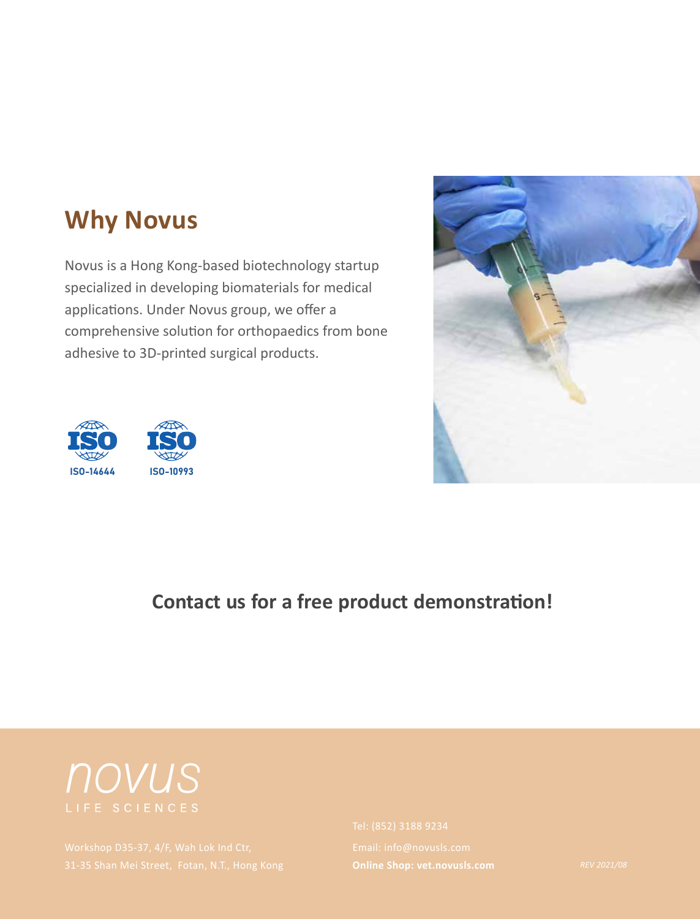## Why Novus

Novus is a Hong Kong-based biotechnology startup specialized in developing biomaterials for medical applications. Under Novus group, we offer a comprehensive solution for orthopaedics from bone adhesive to 3D-printed surgical products.

ISO-14644

ISO-10993

**Contact us for a free product demonstration!**

novus
LIFE SCIENCES

Workshop D35-37, 4/F, Wah Lok Ind Ctr,
31-35 Shan Mei Street, Fotan, N.T., Hong Kong

Tel: (852) 3188 9234
Email: info@novusls.com
**Online Shop: vet.novusls.com**

*REV 2021/08*